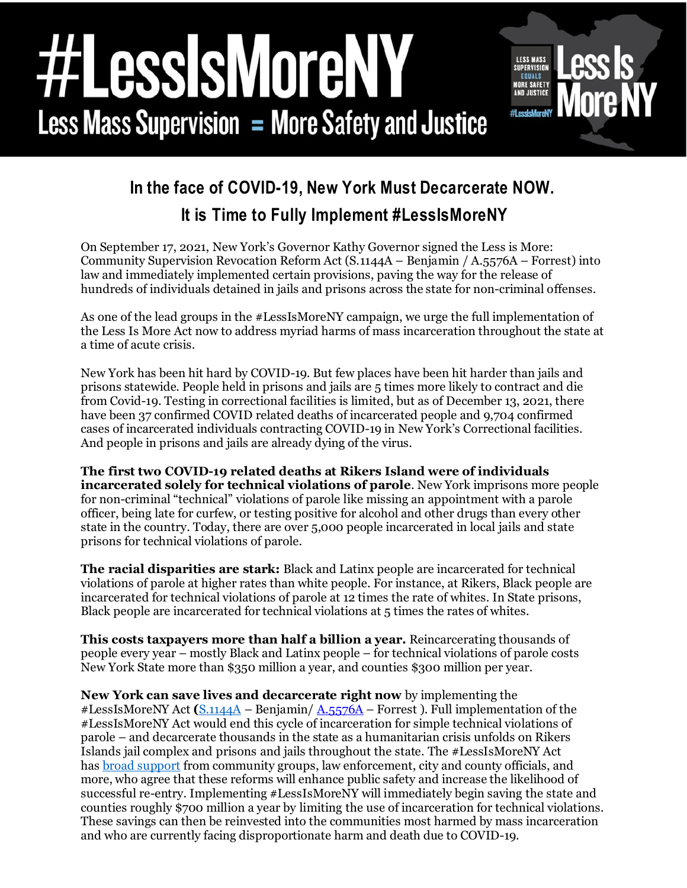# #LessIsMoreNY

## Less Mass Supervision = More Safety and Justice

## In the face of COVID-19, New York Must Decarcerate NOW.

## It is Time to Fully Implement #LessIsMoreNY

On September 17, 2021, New York's Governor Kathy Governor signed the Less is More: Community Supervision Revocation Reform Act (S.1144A – Benjamin / A.5576A – Forrest) into law and immediately implemented certain provisions, paving the way for the release of hundreds of individuals detained in jails and prisons across the state for non-criminal offenses.

As one of the lead groups in the #LessIsMoreNY campaign, we urge the full implementation of the Less Is More Act now to address myriad harms of mass incarceration throughout the state at a time of acute crisis.

New York has been hit hard by COVID-19. But few places have been hit harder than jails and prisons statewide. People held in prisons and jails are 5 times more likely to contract and die from Covid-19. Testing in correctional facilities is limited, but as of December 13, 2021, there have been 37 confirmed COVID related deaths of incarcerated people and 9,704 confirmed cases of incarcerated individuals contracting COVID-19 in New York's Correctional facilities. And people in prisons and jails are already dying of the virus.

**The first two COVID-19 related deaths at Rikers Island were of individuals incarcerated solely for technical violations of parole**. New York imprisons more people for non-criminal "technical" violations of parole like missing an appointment with a parole officer, being late for curfew, or testing positive for alcohol and other drugs than every other state in the country. Today, there are over 5,000 people incarcerated in local jails and state prisons for technical violations of parole.

**The racial disparities are stark:** Black and Latinx people are incarcerated for technical violations of parole at higher rates than white people. For instance, at Rikers, Black people are incarcerated for technical violations of parole at 12 times the rate of whites. In State prisons, Black people are incarcerated for technical violations at 5 times the rates of whites.

**This costs taxpayers more than half a billion a year.** Reincarcerating thousands of people every year – mostly Black and Latinx people – for technical violations of parole costs New York State more than $350 million a year, and counties $300 million per year.

**New York can save lives and decarcerate right now** by implementing the #LessIsMoreNY Act (S.1144A – Benjamin/ A.5576A – Forrest ). Full implementation of the #LessIsMoreNY Act would end this cycle of incarceration for simple technical violations of parole – and decarcerate thousands in the state as a humanitarian crisis unfolds on Rikers Islands jail complex and prisons and jails throughout the state. The #LessIsMoreNY Act has broad support from community groups, law enforcement, city and county officials, and more, who agree that these reforms will enhance public safety and increase the likelihood of successful re-entry. Implementing #LessIsMoreNY will immediately begin saving the state and counties roughly $700 million a year by limiting the use of incarceration for technical violations. These savings can then be reinvested into the communities most harmed by mass incarceration and who are currently facing disproportionate harm and death due to COVID-19.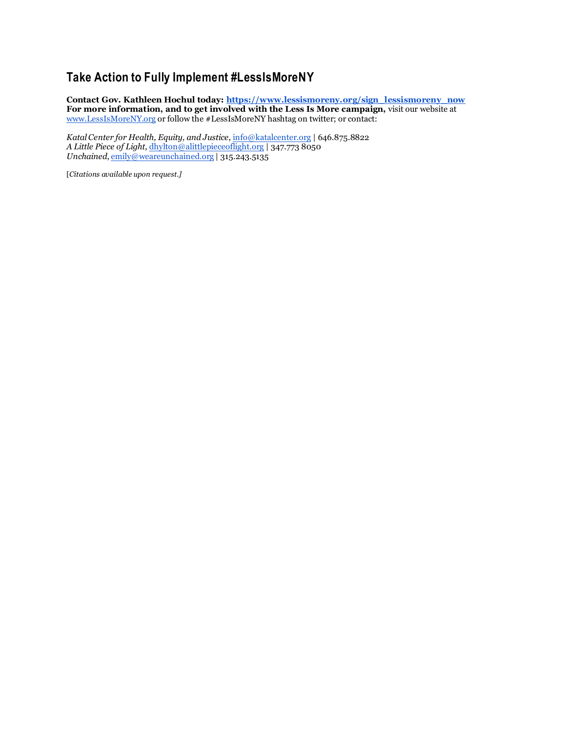## Take Action to Fully Implement #LessIsMoreNY

**Contact Gov. Kathleen Hochul today: [https://www.lessismoreny.org/sign_lessismoreny_now](https://www.lessismoreny.org/sign_lessismoreny_now)**
**For more information, and to get involved with the Less Is More campaign,** visit our website at [www.LessIsMoreNY.org](http://www.LessIsMoreNY.org) or follow the #LessIsMoreNY hashtag on twitter; or contact:

*Katal Center for Health, Equity, and Justice*, info@katalcenter.org | 646.875.8822
*A Little Piece of Light,* dhylton@alittlepieceoflight.org | 347.773 8050
*Unchained*, emily@weareunchained.org | 315.243.5135

[*Citations available upon request.]*